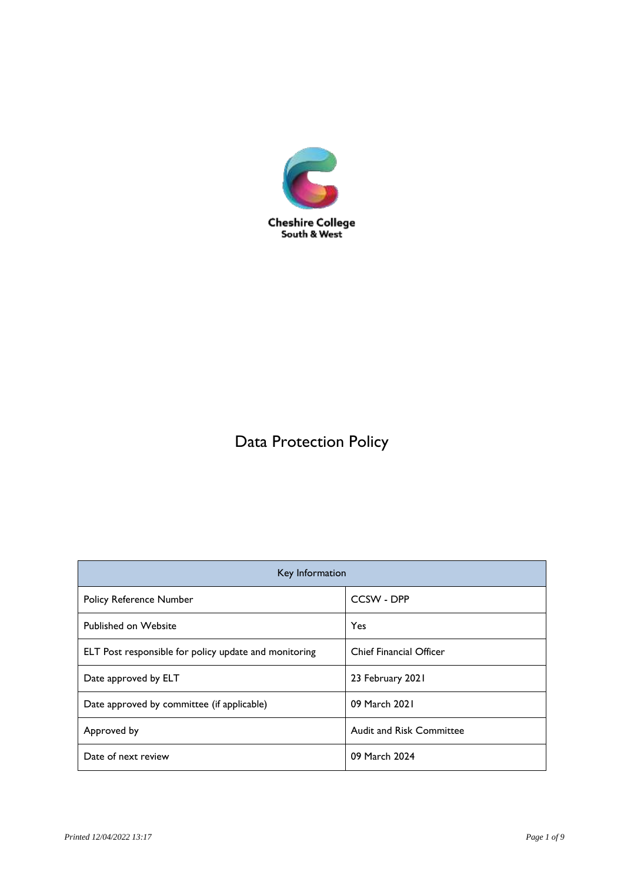Cheshire College
South & West

# Data Protection Policy

| Key Information | |
|---|---|
| Policy Reference Number | CCSW - DPP |
| Published on Website | Yes |
| ELT Post responsible for policy update and monitoring | Chief Financial Officer |
| Date approved by ELT | 23 February 2021 |
| Date approved by committee (if applicable) | 09 March 2021 |
| Approved by | Audit and Risk Committee |
| Date of next review | 09 March 2024 |

*Printed 12/04/2022 13:17*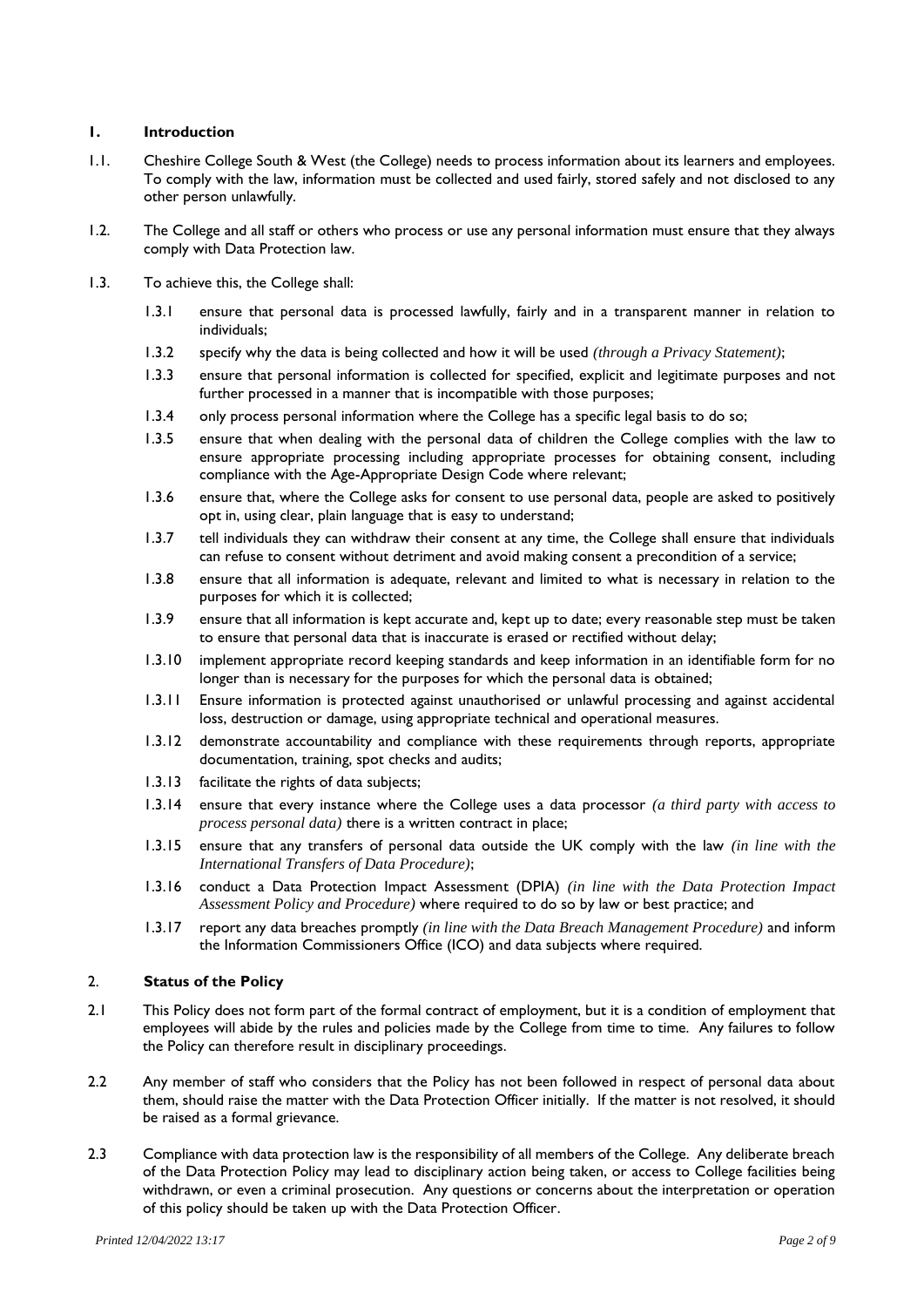## 1. Introduction

1.1. Cheshire College South & West (the College) needs to process information about its learners and employees. To comply with the law, information must be collected and used fairly, stored safely and not disclosed to any other person unlawfully.

1.2. The College and all staff or others who process or use any personal information must ensure that they always comply with Data Protection law.

1.3. To achieve this, the College shall:

- 1.3.1 ensure that personal data is processed lawfully, fairly and in a transparent manner in relation to individuals;
- 1.3.2 specify why the data is being collected and how it will be used *(through a Privacy Statement)*;
- 1.3.3 ensure that personal information is collected for specified, explicit and legitimate purposes and not further processed in a manner that is incompatible with those purposes;
- 1.3.4 only process personal information where the College has a specific legal basis to do so;
- 1.3.5 ensure that when dealing with the personal data of children the College complies with the law to ensure appropriate processing including appropriate processes for obtaining consent, including compliance with the Age-Appropriate Design Code where relevant;
- 1.3.6 ensure that, where the College asks for consent to use personal data, people are asked to positively opt in, using clear, plain language that is easy to understand;
- 1.3.7 tell individuals they can withdraw their consent at any time, the College shall ensure that individuals can refuse to consent without detriment and avoid making consent a precondition of a service;
- 1.3.8 ensure that all information is adequate, relevant and limited to what is necessary in relation to the purposes for which it is collected;
- 1.3.9 ensure that all information is kept accurate and, kept up to date; every reasonable step must be taken to ensure that personal data that is inaccurate is erased or rectified without delay;
- 1.3.10 implement appropriate record keeping standards and keep information in an identifiable form for no longer than is necessary for the purposes for which the personal data is obtained;
- 1.3.11 Ensure information is protected against unauthorised or unlawful processing and against accidental loss, destruction or damage, using appropriate technical and operational measures.
- 1.3.12 demonstrate accountability and compliance with these requirements through reports, appropriate documentation, training, spot checks and audits;
- 1.3.13 facilitate the rights of data subjects;
- 1.3.14 ensure that every instance where the College uses a data processor *(a third party with access to process personal data)* there is a written contract in place;
- 1.3.15 ensure that any transfers of personal data outside the UK comply with the law *(in line with the International Transfers of Data Procedure)*;
- 1.3.16 conduct a Data Protection Impact Assessment (DPIA) *(in line with the Data Protection Impact Assessment Policy and Procedure)* where required to do so by law or best practice; and
- 1.3.17 report any data breaches promptly *(in line with the Data Breach Management Procedure)* and inform the Information Commissioners Office (ICO) and data subjects where required.

## 2. Status of the Policy

2.1 This Policy does not form part of the formal contract of employment, but it is a condition of employment that employees will abide by the rules and policies made by the College from time to time. Any failures to follow the Policy can therefore result in disciplinary proceedings.

2.2 Any member of staff who considers that the Policy has not been followed in respect of personal data about them, should raise the matter with the Data Protection Officer initially. If the matter is not resolved, it should be raised as a formal grievance.

2.3 Compliance with data protection law is the responsibility of all members of the College. Any deliberate breach of the Data Protection Policy may lead to disciplinary action being taken, or access to College facilities being withdrawn, or even a criminal prosecution. Any questions or concerns about the interpretation or operation of this policy should be taken up with the Data Protection Officer.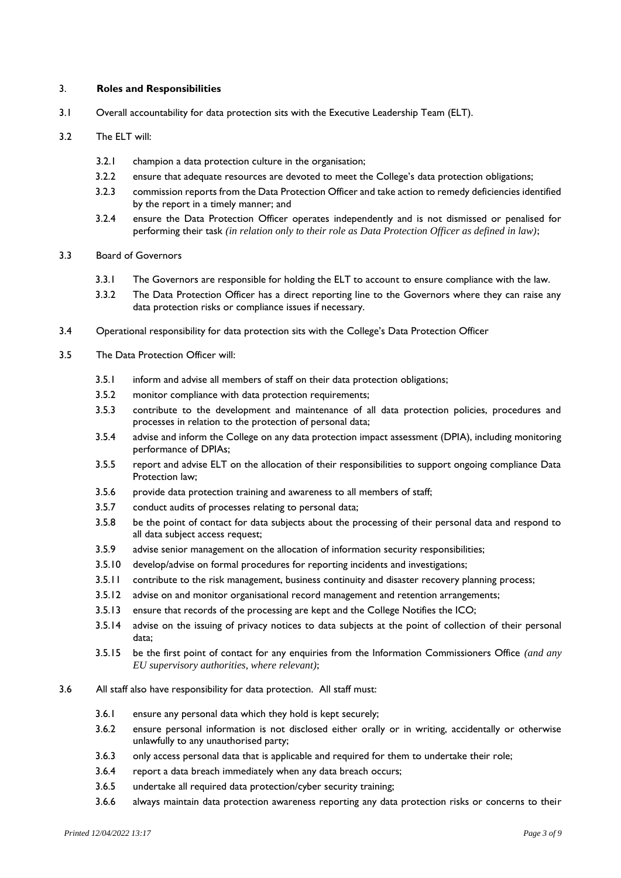## 3. **Roles and Responsibilities**

3.1 Overall accountability for data protection sits with the Executive Leadership Team (ELT).

3.2 The ELT will:

- 3.2.1 champion a data protection culture in the organisation;
- 3.2.2 ensure that adequate resources are devoted to meet the College's data protection obligations;
- 3.2.3 commission reports from the Data Protection Officer and take action to remedy deficiencies identified by the report in a timely manner; and
- 3.2.4 ensure the Data Protection Officer operates independently and is not dismissed or penalised for performing their task *(in relation only to their role as Data Protection Officer as defined in law)*;

3.3 Board of Governors

- 3.3.1 The Governors are responsible for holding the ELT to account to ensure compliance with the law.
- 3.3.2 The Data Protection Officer has a direct reporting line to the Governors where they can raise any data protection risks or compliance issues if necessary.

3.4 Operational responsibility for data protection sits with the College's Data Protection Officer

3.5 The Data Protection Officer will:

- 3.5.1 inform and advise all members of staff on their data protection obligations;
- 3.5.2 monitor compliance with data protection requirements;
- 3.5.3 contribute to the development and maintenance of all data protection policies, procedures and processes in relation to the protection of personal data;
- 3.5.4 advise and inform the College on any data protection impact assessment (DPIA), including monitoring performance of DPIAs;
- 3.5.5 report and advise ELT on the allocation of their responsibilities to support ongoing compliance Data Protection law;
- 3.5.6 provide data protection training and awareness to all members of staff;
- 3.5.7 conduct audits of processes relating to personal data;
- 3.5.8 be the point of contact for data subjects about the processing of their personal data and respond to all data subject access request;
- 3.5.9 advise senior management on the allocation of information security responsibilities;
- 3.5.10 develop/advise on formal procedures for reporting incidents and investigations;
- 3.5.11 contribute to the risk management, business continuity and disaster recovery planning process;
- 3.5.12 advise on and monitor organisational record management and retention arrangements;
- 3.5.13 ensure that records of the processing are kept and the College Notifies the ICO;
- 3.5.14 advise on the issuing of privacy notices to data subjects at the point of collection of their personal data;
- 3.5.15 be the first point of contact for any enquiries from the Information Commissioners Office *(and any EU supervisory authorities, where relevant)*;

3.6 All staff also have responsibility for data protection. All staff must:

- 3.6.1 ensure any personal data which they hold is kept securely;
- 3.6.2 ensure personal information is not disclosed either orally or in writing, accidentally or otherwise unlawfully to any unauthorised party;
- 3.6.3 only access personal data that is applicable and required for them to undertake their role;
- 3.6.4 report a data breach immediately when any data breach occurs;
- 3.6.5 undertake all required data protection/cyber security training;
- 3.6.6 always maintain data protection awareness reporting any data protection risks or concerns to their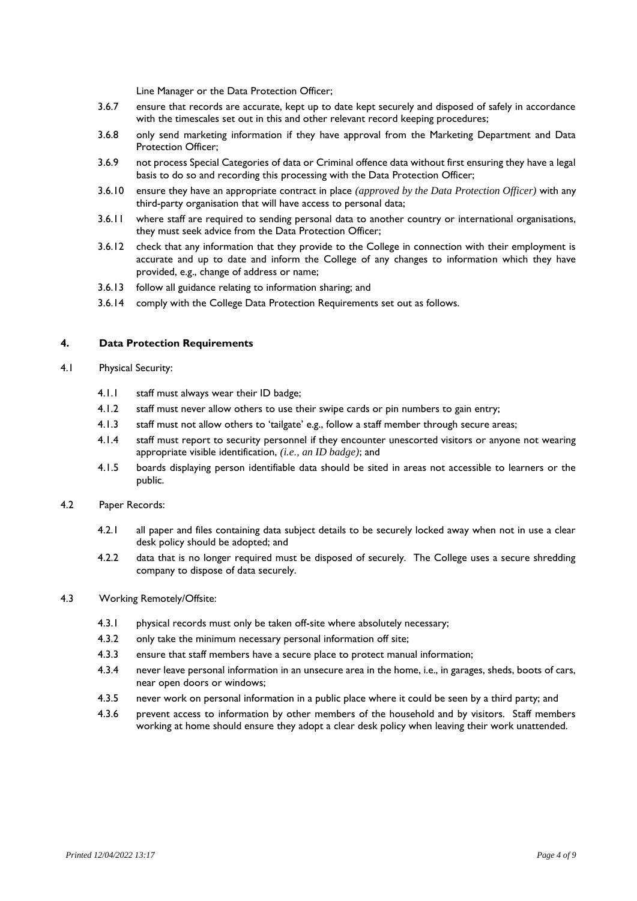Line Manager or the Data Protection Officer;

3.6.7 ensure that records are accurate, kept up to date kept securely and disposed of safely in accordance with the timescales set out in this and other relevant record keeping procedures;

3.6.8 only send marketing information if they have approval from the Marketing Department and Data Protection Officer;

3.6.9 not process Special Categories of data or Criminal offence data without first ensuring they have a legal basis to do so and recording this processing with the Data Protection Officer;

3.6.10 ensure they have an appropriate contract in place *(approved by the Data Protection Officer)* with any third-party organisation that will have access to personal data;

3.6.11 where staff are required to sending personal data to another country or international organisations, they must seek advice from the Data Protection Officer;

3.6.12 check that any information that they provide to the College in connection with their employment is accurate and up to date and inform the College of any changes to information which they have provided, e.g., change of address or name;

3.6.13 follow all guidance relating to information sharing; and

3.6.14 comply with the College Data Protection Requirements set out as follows.

## 4. Data Protection Requirements

4.1 Physical Security:

4.1.1 staff must always wear their ID badge;

4.1.2 staff must never allow others to use their swipe cards or pin numbers to gain entry;

4.1.3 staff must not allow others to 'tailgate' e.g., follow a staff member through secure areas;

4.1.4 staff must report to security personnel if they encounter unescorted visitors or anyone not wearing appropriate visible identification, *(i.e., an ID badge)*; and

4.1.5 boards displaying person identifiable data should be sited in areas not accessible to learners or the public.

4.2 Paper Records:

4.2.1 all paper and files containing data subject details to be securely locked away when not in use a clear desk policy should be adopted; and

4.2.2 data that is no longer required must be disposed of securely. The College uses a secure shredding company to dispose of data securely.

4.3 Working Remotely/Offsite:

4.3.1 physical records must only be taken off-site where absolutely necessary;

4.3.2 only take the minimum necessary personal information off site;

4.3.3 ensure that staff members have a secure place to protect manual information;

4.3.4 never leave personal information in an unsecure area in the home, i.e., in garages, sheds, boots of cars, near open doors or windows;

4.3.5 never work on personal information in a public place where it could be seen by a third party; and

4.3.6 prevent access to information by other members of the household and by visitors. Staff members working at home should ensure they adopt a clear desk policy when leaving their work unattended.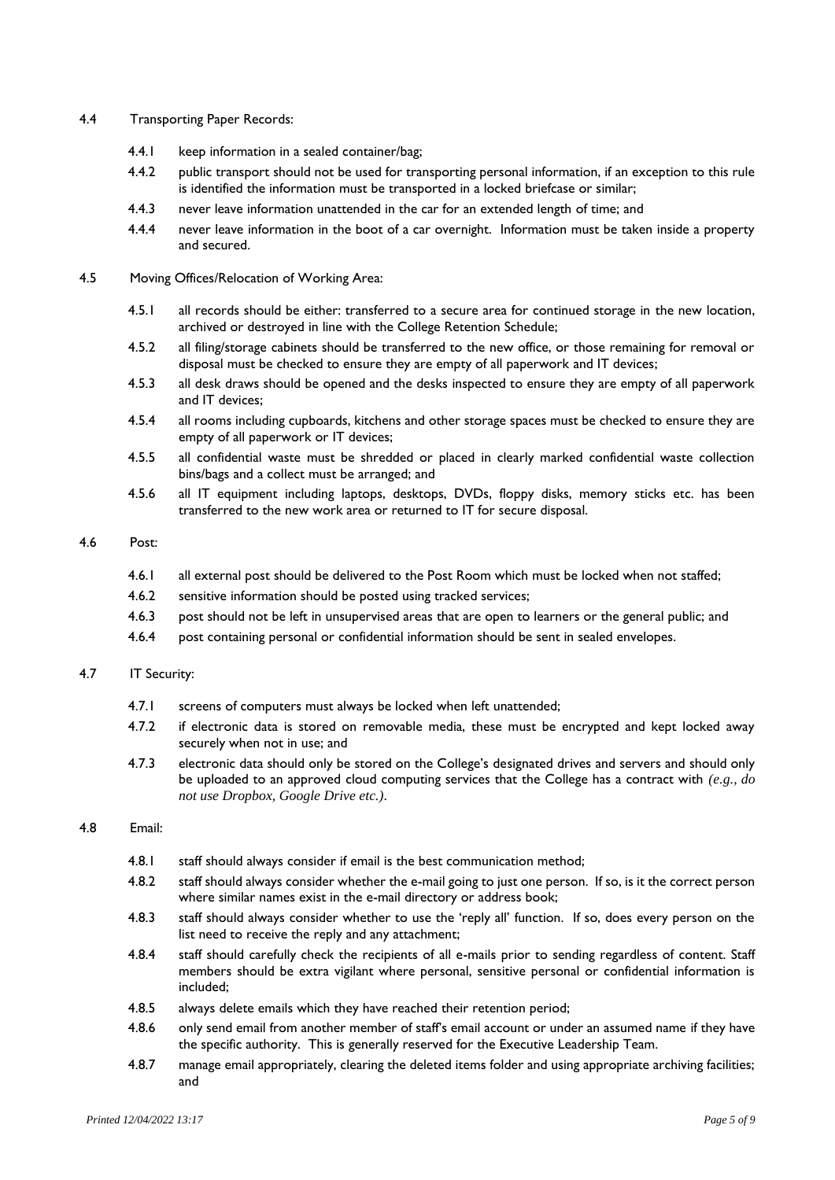4.4 Transporting Paper Records:

- 4.4.1 keep information in a sealed container/bag;
- 4.4.2 public transport should not be used for transporting personal information, if an exception to this rule is identified the information must be transported in a locked briefcase or similar;
- 4.4.3 never leave information unattended in the car for an extended length of time; and
- 4.4.4 never leave information in the boot of a car overnight. Information must be taken inside a property and secured.

4.5 Moving Offices/Relocation of Working Area:

- 4.5.1 all records should be either: transferred to a secure area for continued storage in the new location, archived or destroyed in line with the College Retention Schedule;
- 4.5.2 all filing/storage cabinets should be transferred to the new office, or those remaining for removal or disposal must be checked to ensure they are empty of all paperwork and IT devices;
- 4.5.3 all desk draws should be opened and the desks inspected to ensure they are empty of all paperwork and IT devices;
- 4.5.4 all rooms including cupboards, kitchens and other storage spaces must be checked to ensure they are empty of all paperwork or IT devices;
- 4.5.5 all confidential waste must be shredded or placed in clearly marked confidential waste collection bins/bags and a collect must be arranged; and
- 4.5.6 all IT equipment including laptops, desktops, DVDs, floppy disks, memory sticks etc. has been transferred to the new work area or returned to IT for secure disposal.

4.6 Post:

- 4.6.1 all external post should be delivered to the Post Room which must be locked when not staffed;
- 4.6.2 sensitive information should be posted using tracked services;
- 4.6.3 post should not be left in unsupervised areas that are open to learners or the general public; and
- 4.6.4 post containing personal or confidential information should be sent in sealed envelopes.

4.7 IT Security:

- 4.7.1 screens of computers must always be locked when left unattended;
- 4.7.2 if electronic data is stored on removable media, these must be encrypted and kept locked away securely when not in use; and
- 4.7.3 electronic data should only be stored on the College's designated drives and servers and should only be uploaded to an approved cloud computing services that the College has a contract with *(e.g., do not use Dropbox, Google Drive etc.)*.

4.8 Email:

- 4.8.1 staff should always consider if email is the best communication method;
- 4.8.2 staff should always consider whether the e-mail going to just one person. If so, is it the correct person where similar names exist in the e-mail directory or address book;
- 4.8.3 staff should always consider whether to use the 'reply all' function. If so, does every person on the list need to receive the reply and any attachment;
- 4.8.4 staff should carefully check the recipients of all e-mails prior to sending regardless of content. Staff members should be extra vigilant where personal, sensitive personal or confidential information is included;
- 4.8.5 always delete emails which they have reached their retention period;
- 4.8.6 only send email from another member of staff's email account or under an assumed name if they have the specific authority. This is generally reserved for the Executive Leadership Team.
- 4.8.7 manage email appropriately, clearing the deleted items folder and using appropriate archiving facilities; and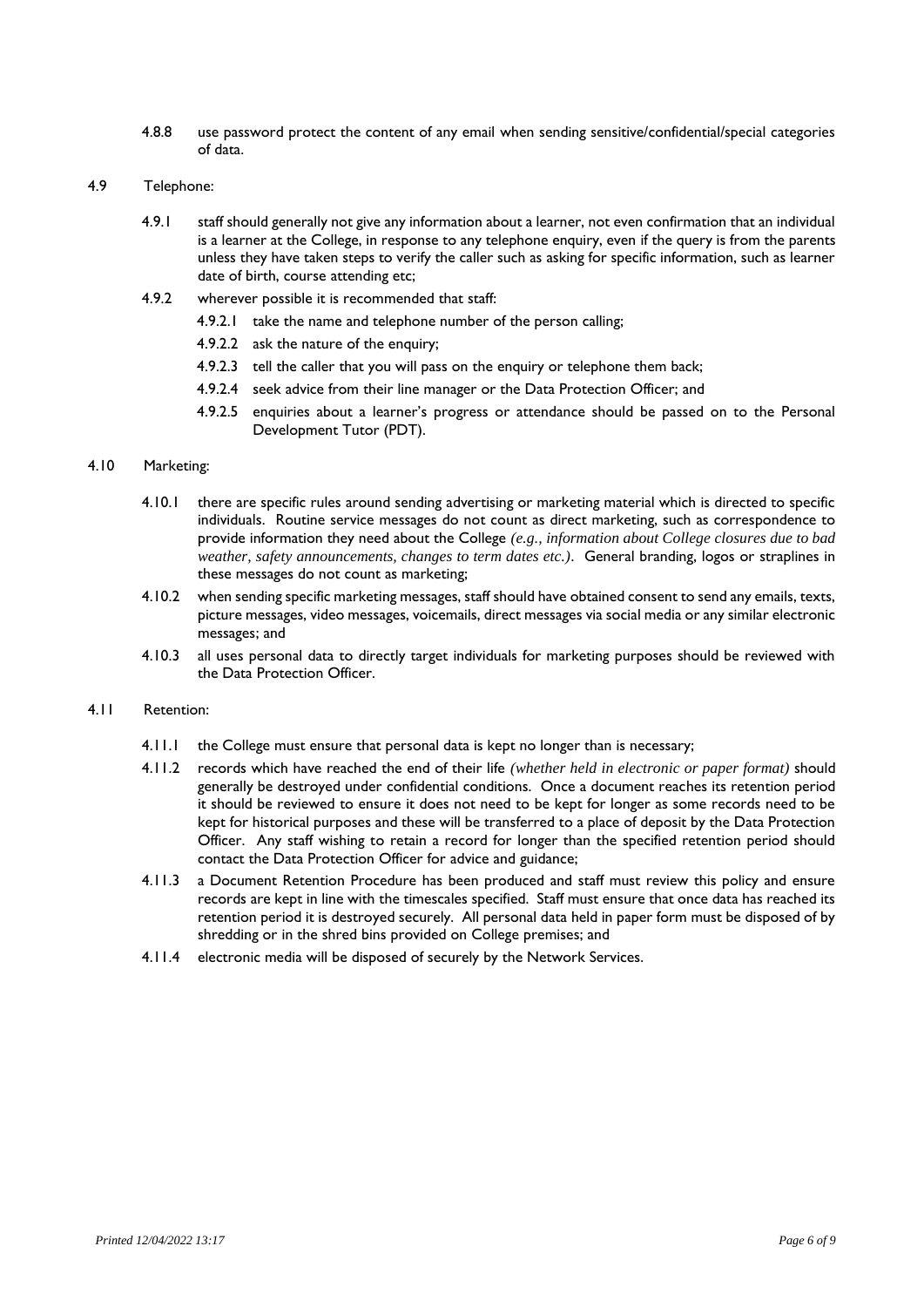4.8.8 use password protect the content of any email when sending sensitive/confidential/special categories of data.

4.9 Telephone:

4.9.1 staff should generally not give any information about a learner, not even confirmation that an individual is a learner at the College, in response to any telephone enquiry, even if the query is from the parents unless they have taken steps to verify the caller such as asking for specific information, such as learner date of birth, course attending etc;

4.9.2 wherever possible it is recommended that staff:

4.9.2.1 take the name and telephone number of the person calling;

4.9.2.2 ask the nature of the enquiry;

4.9.2.3 tell the caller that you will pass on the enquiry or telephone them back;

4.9.2.4 seek advice from their line manager or the Data Protection Officer; and

4.9.2.5 enquiries about a learner's progress or attendance should be passed on to the Personal Development Tutor (PDT).

4.10 Marketing:

4.10.1 there are specific rules around sending advertising or marketing material which is directed to specific individuals. Routine service messages do not count as direct marketing, such as correspondence to provide information they need about the College *(e.g., information about College closures due to bad weather, safety announcements, changes to term dates etc.)*. General branding, logos or straplines in these messages do not count as marketing;

4.10.2 when sending specific marketing messages, staff should have obtained consent to send any emails, texts, picture messages, video messages, voicemails, direct messages via social media or any similar electronic messages; and

4.10.3 all uses personal data to directly target individuals for marketing purposes should be reviewed with the Data Protection Officer.

4.11 Retention:

4.11.1 the College must ensure that personal data is kept no longer than is necessary;

4.11.2 records which have reached the end of their life *(whether held in electronic or paper format)* should generally be destroyed under confidential conditions. Once a document reaches its retention period it should be reviewed to ensure it does not need to be kept for longer as some records need to be kept for historical purposes and these will be transferred to a place of deposit by the Data Protection Officer. Any staff wishing to retain a record for longer than the specified retention period should contact the Data Protection Officer for advice and guidance;

4.11.3 a Document Retention Procedure has been produced and staff must review this policy and ensure records are kept in line with the timescales specified. Staff must ensure that once data has reached its retention period it is destroyed securely. All personal data held in paper form must be disposed of by shredding or in the shred bins provided on College premises; and

4.11.4 electronic media will be disposed of securely by the Network Services.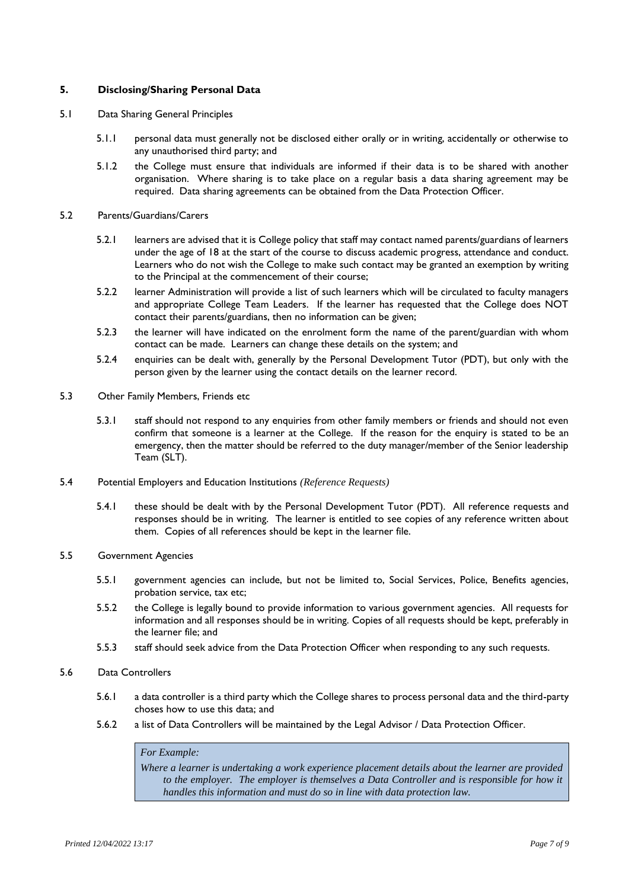## 5. Disclosing/Sharing Personal Data

5.1 Data Sharing General Principles

5.1.1 personal data must generally not be disclosed either orally or in writing, accidentally or otherwise to any unauthorised third party; and

5.1.2 the College must ensure that individuals are informed if their data is to be shared with another organisation. Where sharing is to take place on a regular basis a data sharing agreement may be required. Data sharing agreements can be obtained from the Data Protection Officer.

5.2 Parents/Guardians/Carers

5.2.1 learners are advised that it is College policy that staff may contact named parents/guardians of learners under the age of 18 at the start of the course to discuss academic progress, attendance and conduct. Learners who do not wish the College to make such contact may be granted an exemption by writing to the Principal at the commencement of their course;

5.2.2 learner Administration will provide a list of such learners which will be circulated to faculty managers and appropriate College Team Leaders. If the learner has requested that the College does NOT contact their parents/guardians, then no information can be given;

5.2.3 the learner will have indicated on the enrolment form the name of the parent/guardian with whom contact can be made. Learners can change these details on the system; and

5.2.4 enquiries can be dealt with, generally by the Personal Development Tutor (PDT), but only with the person given by the learner using the contact details on the learner record.

5.3 Other Family Members, Friends etc

5.3.1 staff should not respond to any enquiries from other family members or friends and should not even confirm that someone is a learner at the College. If the reason for the enquiry is stated to be an emergency, then the matter should be referred to the duty manager/member of the Senior leadership Team (SLT).

5.4 Potential Employers and Education Institutions *(Reference Requests)*

5.4.1 these should be dealt with by the Personal Development Tutor (PDT). All reference requests and responses should be in writing. The learner is entitled to see copies of any reference written about them. Copies of all references should be kept in the learner file.

5.5 Government Agencies

5.5.1 government agencies can include, but not be limited to, Social Services, Police, Benefits agencies, probation service, tax etc;

5.5.2 the College is legally bound to provide information to various government agencies. All requests for information and all responses should be in writing. Copies of all requests should be kept, preferably in the learner file; and

5.5.3 staff should seek advice from the Data Protection Officer when responding to any such requests.

5.6 Data Controllers

5.6.1 a data controller is a third party which the College shares to process personal data and the third-party choses how to use this data; and

5.6.2 a list of Data Controllers will be maintained by the Legal Advisor / Data Protection Officer.

> *For Example:*
>
> *Where a learner is undertaking a work experience placement details about the learner are provided to the employer. The employer is themselves a Data Controller and is responsible for how it handles this information and must do so in line with data protection law.*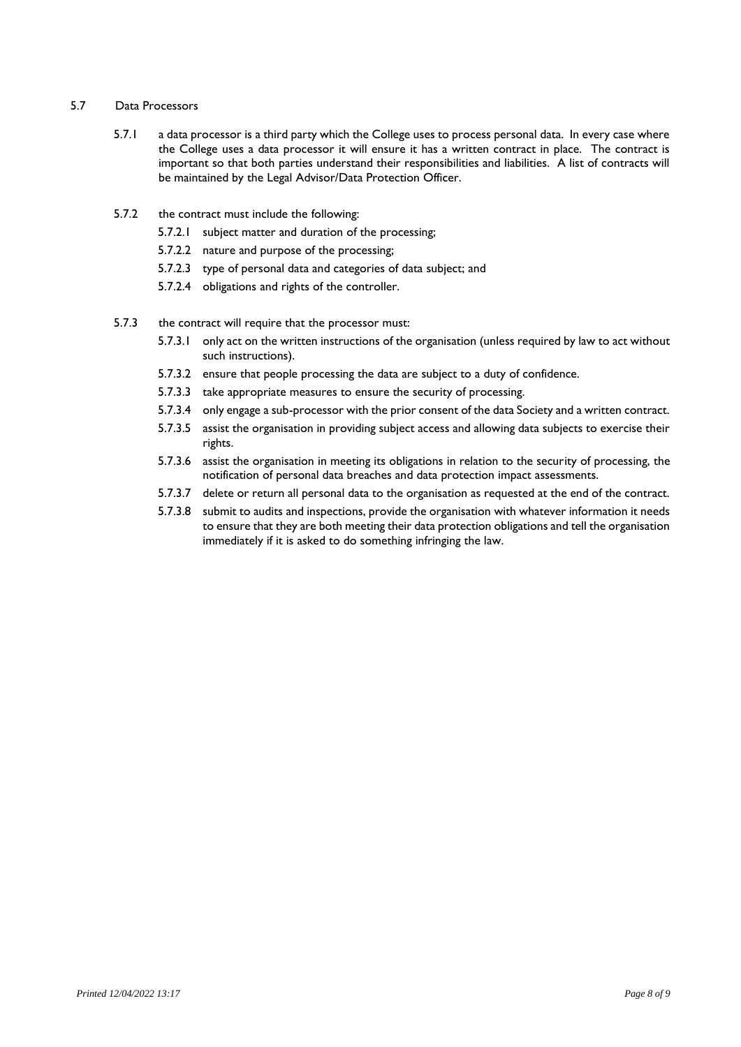## 5.7 Data Processors

5.7.1 a data processor is a third party which the College uses to process personal data. In every case where the College uses a data processor it will ensure it has a written contract in place. The contract is important so that both parties understand their responsibilities and liabilities. A list of contracts will be maintained by the Legal Advisor/Data Protection Officer.

5.7.2 the contract must include the following:

- 5.7.2.1 subject matter and duration of the processing;
- 5.7.2.2 nature and purpose of the processing;
- 5.7.2.3 type of personal data and categories of data subject; and
- 5.7.2.4 obligations and rights of the controller.

5.7.3 the contract will require that the processor must:

- 5.7.3.1 only act on the written instructions of the organisation (unless required by law to act without such instructions).
- 5.7.3.2 ensure that people processing the data are subject to a duty of confidence.
- 5.7.3.3 take appropriate measures to ensure the security of processing.
- 5.7.3.4 only engage a sub-processor with the prior consent of the data Society and a written contract.
- 5.7.3.5 assist the organisation in providing subject access and allowing data subjects to exercise their rights.
- 5.7.3.6 assist the organisation in meeting its obligations in relation to the security of processing, the notification of personal data breaches and data protection impact assessments.
- 5.7.3.7 delete or return all personal data to the organisation as requested at the end of the contract.
- 5.7.3.8 submit to audits and inspections, provide the organisation with whatever information it needs to ensure that they are both meeting their data protection obligations and tell the organisation immediately if it is asked to do something infringing the law.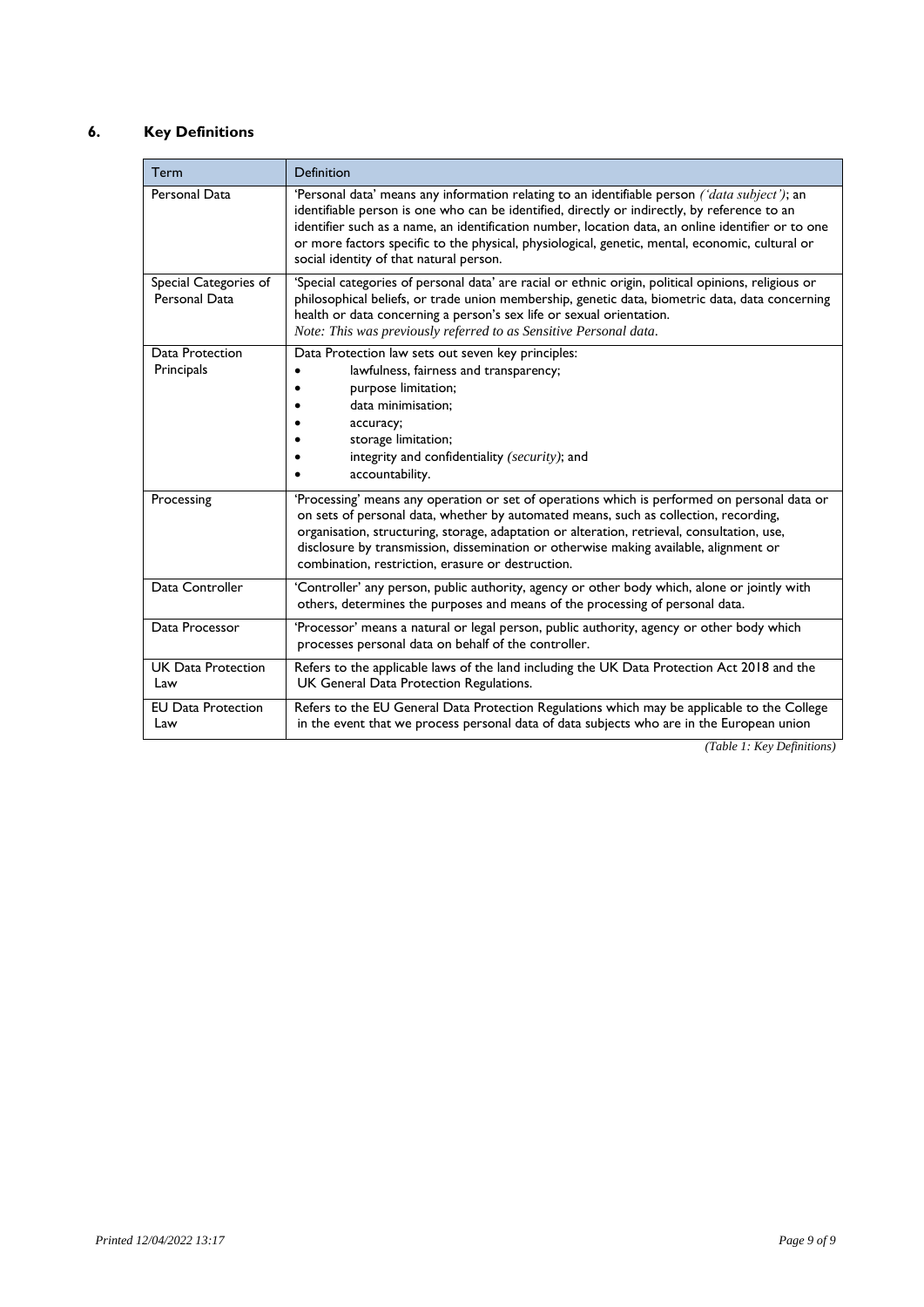## 6. Key Definitions

| Term | Definition |
|---|---|
| Personal Data | 'Personal data' means any information relating to an identifiable person *('data subject')*; an identifiable person is one who can be identified, directly or indirectly, by reference to an identifier such as a name, an identification number, location data, an online identifier or to one or more factors specific to the physical, physiological, genetic, mental, economic, cultural or social identity of that natural person. |
| Special Categories of Personal Data | 'Special categories of personal data' are racial or ethnic origin, political opinions, religious or philosophical beliefs, or trade union membership, genetic data, biometric data, data concerning health or data concerning a person's sex life or sexual orientation. *Note: This was previously referred to as Sensitive Personal data.* |
| Data Protection Principals | Data Protection law sets out seven key principles: • lawfulness, fairness and transparency; • purpose limitation; • data minimisation; • accuracy; • storage limitation; • integrity and confidentiality *(security)*; and • accountability. |
| Processing | 'Processing' means any operation or set of operations which is performed on personal data or on sets of personal data, whether by automated means, such as collection, recording, organisation, structuring, storage, adaptation or alteration, retrieval, consultation, use, disclosure by transmission, dissemination or otherwise making available, alignment or combination, restriction, erasure or destruction. |
| Data Controller | 'Controller' any person, public authority, agency or other body which, alone or jointly with others, determines the purposes and means of the processing of personal data. |
| Data Processor | 'Processor' means a natural or legal person, public authority, agency or other body which processes personal data on behalf of the controller. |
| UK Data Protection Law | Refers to the applicable laws of the land including the UK Data Protection Act 2018 and the UK General Data Protection Regulations. |
| EU Data Protection Law | Refers to the EU General Data Protection Regulations which may be applicable to the College in the event that we process personal data of data subjects who are in the European union |

*(Table 1: Key Definitions)*

*Printed 12/04/2022 13:17*